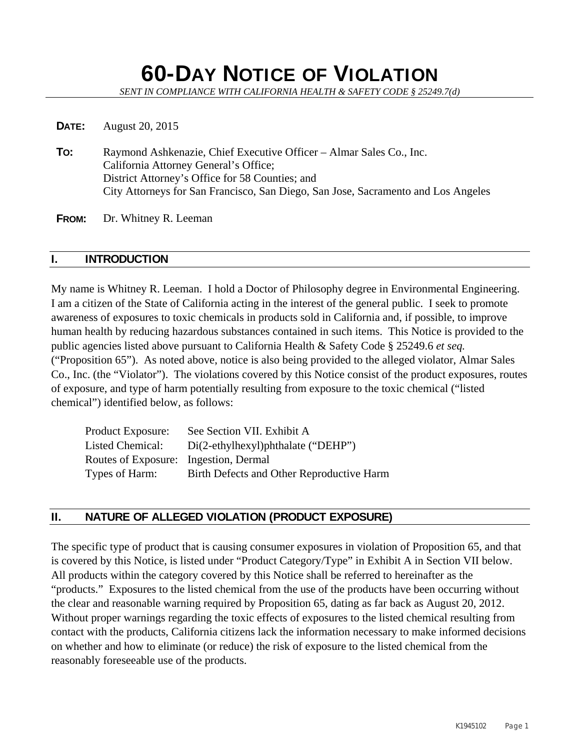# 60-Day Notice of Violation

*SENT IN COMPLIANCE WITH CALIFORNIA HEALTH & SAFETY CODE § 25249.7(d)*

**DATE:** August 20, 2015

**TO:** Raymond Ashkenazie, Chief Executive Officer – Almar Sales Co., Inc.
California Attorney General's Office;
District Attorney's Office for 58 Counties; and
City Attorneys for San Francisco, San Diego, San Jose, Sacramento and Los Angeles

**FROM:** Dr. Whitney R. Leeman

## I. INTRODUCTION

My name is Whitney R. Leeman. I hold a Doctor of Philosophy degree in Environmental Engineering. I am a citizen of the State of California acting in the interest of the general public. I seek to promote awareness of exposures to toxic chemicals in products sold in California and, if possible, to improve human health by reducing hazardous substances contained in such items. This Notice is provided to the public agencies listed above pursuant to California Health & Safety Code § 25249.6 *et seq.* ("Proposition 65"). As noted above, notice is also being provided to the alleged violator, Almar Sales Co., Inc. (the "Violator"). The violations covered by this Notice consist of the product exposures, routes of exposure, and type of harm potentially resulting from exposure to the toxic chemical ("listed chemical") identified below, as follows:

| | |
|---|---|
| Product Exposure: | See Section VII. Exhibit A |
| Listed Chemical: | Di(2-ethylhexyl)phthalate ("DEHP") |
| Routes of Exposure: | Ingestion, Dermal |
| Types of Harm: | Birth Defects and Other Reproductive Harm |

## II. NATURE OF ALLEGED VIOLATION (PRODUCT EXPOSURE)

The specific type of product that is causing consumer exposures in violation of Proposition 65, and that is covered by this Notice, is listed under "Product Category/Type" in Exhibit A in Section VII below. All products within the category covered by this Notice shall be referred to hereinafter as the "products." Exposures to the listed chemical from the use of the products have been occurring without the clear and reasonable warning required by Proposition 65, dating as far back as August 20, 2012. Without proper warnings regarding the toxic effects of exposures to the listed chemical resulting from contact with the products, California citizens lack the information necessary to make informed decisions on whether and how to eliminate (or reduce) the risk of exposure to the listed chemical from the reasonably foreseeable use of the products.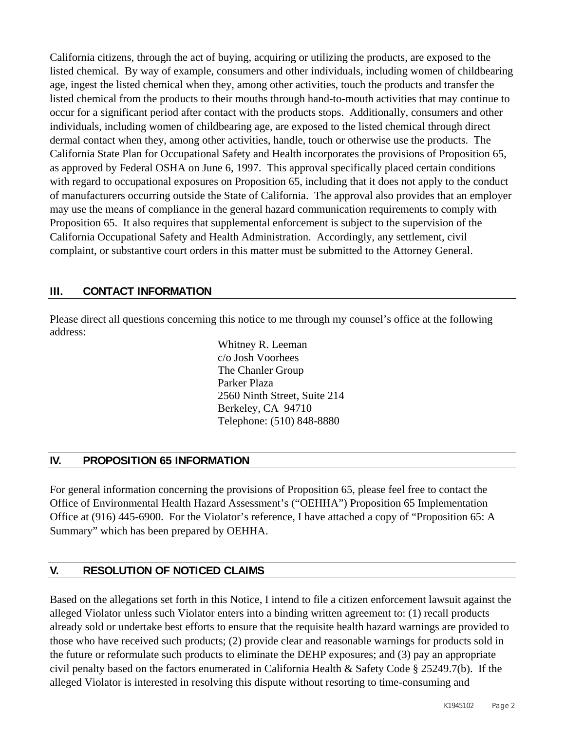California citizens, through the act of buying, acquiring or utilizing the products, are exposed to the listed chemical. By way of example, consumers and other individuals, including women of childbearing age, ingest the listed chemical when they, among other activities, touch the products and transfer the listed chemical from the products to their mouths through hand-to-mouth activities that may continue to occur for a significant period after contact with the products stops. Additionally, consumers and other individuals, including women of childbearing age, are exposed to the listed chemical through direct dermal contact when they, among other activities, handle, touch or otherwise use the products. The California State Plan for Occupational Safety and Health incorporates the provisions of Proposition 65, as approved by Federal OSHA on June 6, 1997. This approval specifically placed certain conditions with regard to occupational exposures on Proposition 65, including that it does not apply to the conduct of manufacturers occurring outside the State of California. The approval also provides that an employer may use the means of compliance in the general hazard communication requirements to comply with Proposition 65. It also requires that supplemental enforcement is subject to the supervision of the California Occupational Safety and Health Administration. Accordingly, any settlement, civil complaint, or substantive court orders in this matter must be submitted to the Attorney General.

## III. CONTACT INFORMATION

Please direct all questions concerning this notice to me through my counsel's office at the following address:

Whitney R. Leeman  
c/o Josh Voorhees  
The Chanler Group  
Parker Plaza  
2560 Ninth Street, Suite 214  
Berkeley, CA 94710  
Telephone: (510) 848-8880

## IV. PROPOSITION 65 INFORMATION

For general information concerning the provisions of Proposition 65, please feel free to contact the Office of Environmental Health Hazard Assessment's ("OEHHA") Proposition 65 Implementation Office at (916) 445-6900. For the Violator's reference, I have attached a copy of "Proposition 65: A Summary" which has been prepared by OEHHA.

## V. RESOLUTION OF NOTICED CLAIMS

Based on the allegations set forth in this Notice, I intend to file a citizen enforcement lawsuit against the alleged Violator unless such Violator enters into a binding written agreement to: (1) recall products already sold or undertake best efforts to ensure that the requisite health hazard warnings are provided to those who have received such products; (2) provide clear and reasonable warnings for products sold in the future or reformulate such products to eliminate the DEHP exposures; and (3) pay an appropriate civil penalty based on the factors enumerated in California Health & Safety Code § 25249.7(b). If the alleged Violator is interested in resolving this dispute without resorting to time-consuming and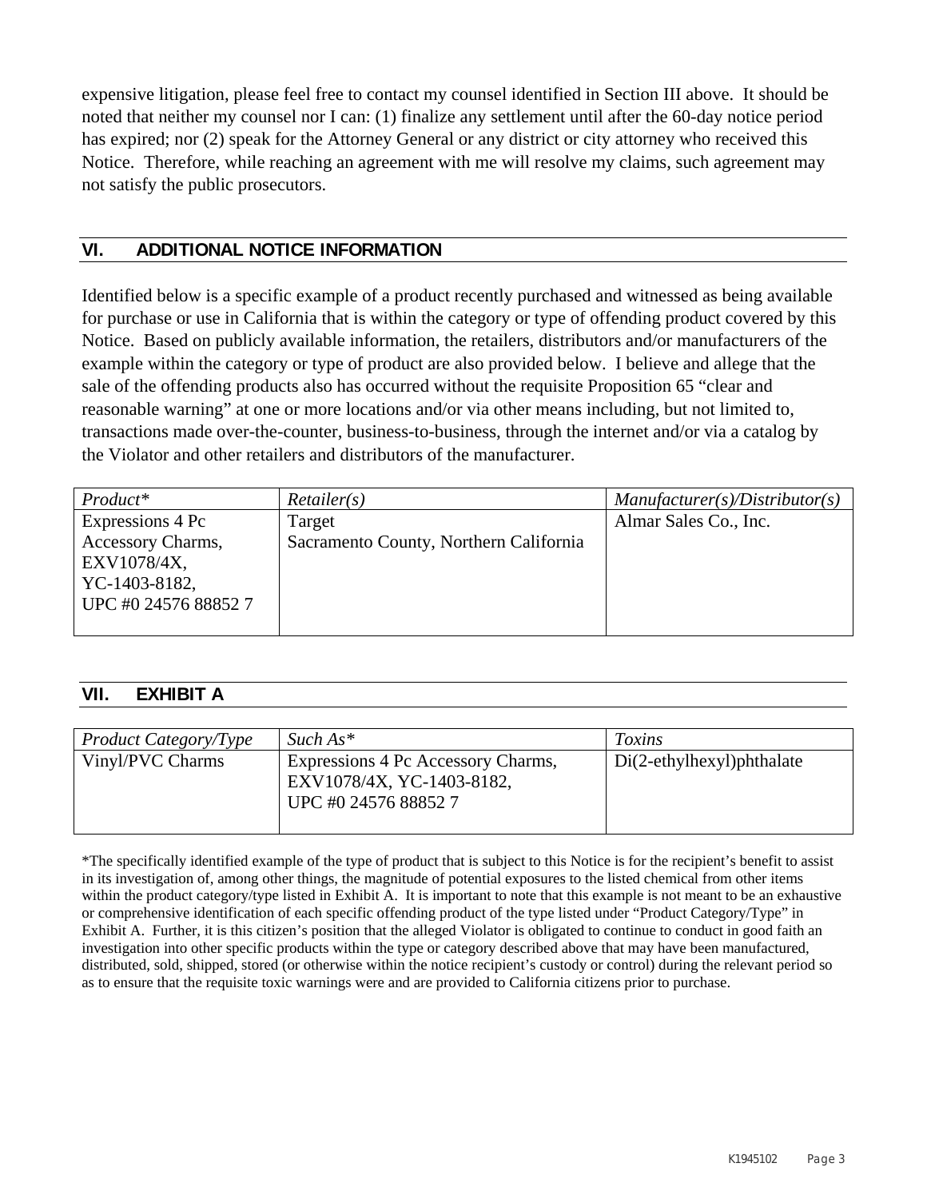expensive litigation, please feel free to contact my counsel identified in Section III above. It should be noted that neither my counsel nor I can: (1) finalize any settlement until after the 60-day notice period has expired; nor (2) speak for the Attorney General or any district or city attorney who received this Notice. Therefore, while reaching an agreement with me will resolve my claims, such agreement may not satisfy the public prosecutors.

## VI. ADDITIONAL NOTICE INFORMATION

Identified below is a specific example of a product recently purchased and witnessed as being available for purchase or use in California that is within the category or type of offending product covered by this Notice. Based on publicly available information, the retailers, distributors and/or manufacturers of the example within the category or type of product are also provided below. I believe and allege that the sale of the offending products also has occurred without the requisite Proposition 65 "clear and reasonable warning" at one or more locations and/or via other means including, but not limited to, transactions made over-the-counter, business-to-business, through the internet and/or via a catalog by the Violator and other retailers and distributors of the manufacturer.

| *Product\** | *Retailer(s)* | *Manufacturer(s)/Distributor(s)* |
|---|---|---|
| Expressions 4 Pc Accessory Charms, EXV1078/4X, YC-1403-8182, UPC #0 24576 88852 7 | Target<br>Sacramento County, Northern California | Almar Sales Co., Inc. |

## VII. EXHIBIT A

| *Product Category/Type* | *Such As\** | *Toxins* |
|---|---|---|
| Vinyl/PVC Charms | Expressions 4 Pc Accessory Charms, EXV1078/4X, YC-1403-8182, UPC #0 24576 88852 7 | Di(2-ethylhexyl)phthalate |

*The specifically identified example of the type of product that is subject to this Notice is for the recipient's benefit to assist in its investigation of, among other things, the magnitude of potential exposures to the listed chemical from other items within the product category/type listed in Exhibit A. It is important to note that this example is not meant to be an exhaustive or comprehensive identification of each specific offending product of the type listed under "Product Category/Type" in Exhibit A. Further, it is this citizen's position that the alleged Violator is obligated to continue to conduct in good faith an investigation into other specific products within the type or category described above that may have been manufactured, distributed, sold, shipped, stored (or otherwise within the notice recipient's custody or control) during the relevant period so as to ensure that the requisite toxic warnings were and are provided to California citizens prior to purchase.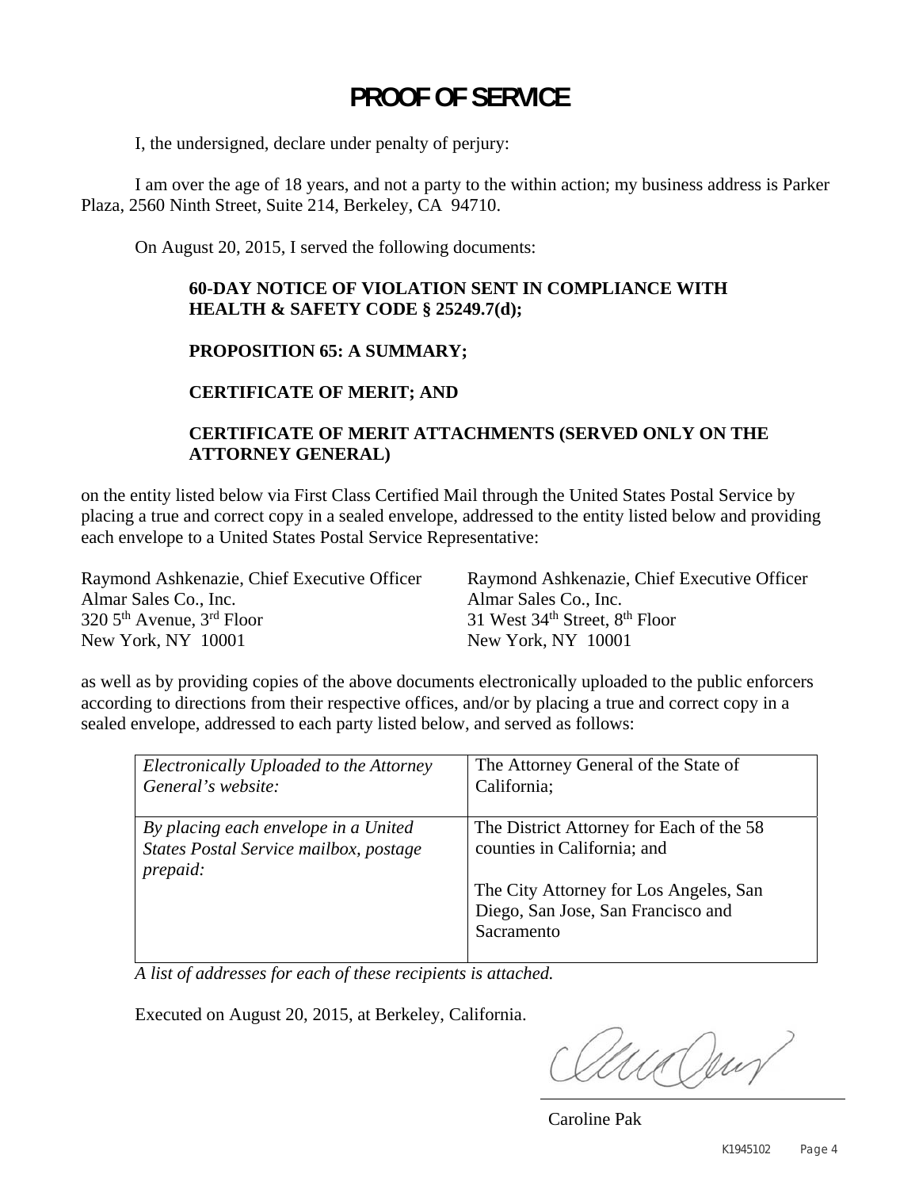# PROOF OF SERVICE

I, the undersigned, declare under penalty of perjury:

I am over the age of 18 years, and not a party to the within action; my business address is Parker Plaza, 2560 Ninth Street, Suite 214, Berkeley, CA 94710.

On August 20, 2015, I served the following documents:

**60-DAY NOTICE OF VIOLATION SENT IN COMPLIANCE WITH HEALTH & SAFETY CODE § 25249.7(d);**

**PROPOSITION 65: A SUMMARY;**

**CERTIFICATE OF MERIT; AND**

**CERTIFICATE OF MERIT ATTACHMENTS (SERVED ONLY ON THE ATTORNEY GENERAL)**

on the entity listed below via First Class Certified Mail through the United States Postal Service by placing a true and correct copy in a sealed envelope, addressed to the entity listed below and providing each envelope to a United States Postal Service Representative:

Raymond Ashkenazie, Chief Executive Officer
Almar Sales Co., Inc.
320 5th Avenue, 3rd Floor
New York, NY 10001

Raymond Ashkenazie, Chief Executive Officer
Almar Sales Co., Inc.
31 West 34th Street, 8th Floor
New York, NY 10001

as well as by providing copies of the above documents electronically uploaded to the public enforcers according to directions from their respective offices, and/or by placing a true and correct copy in a sealed envelope, addressed to each party listed below, and served as follows:

| | |
|---|---|
| *Electronically Uploaded to the Attorney General's website:* | The Attorney General of the State of California; |
| *By placing each envelope in a United States Postal Service mailbox, postage prepaid:* | The District Attorney for Each of the 58 counties in California; and<br><br>The City Attorney for Los Angeles, San Diego, San Jose, San Francisco and Sacramento |

*A list of addresses for each of these recipients is attached.*

Executed on August 20, 2015, at Berkeley, California.

Caroline Pak

K1945102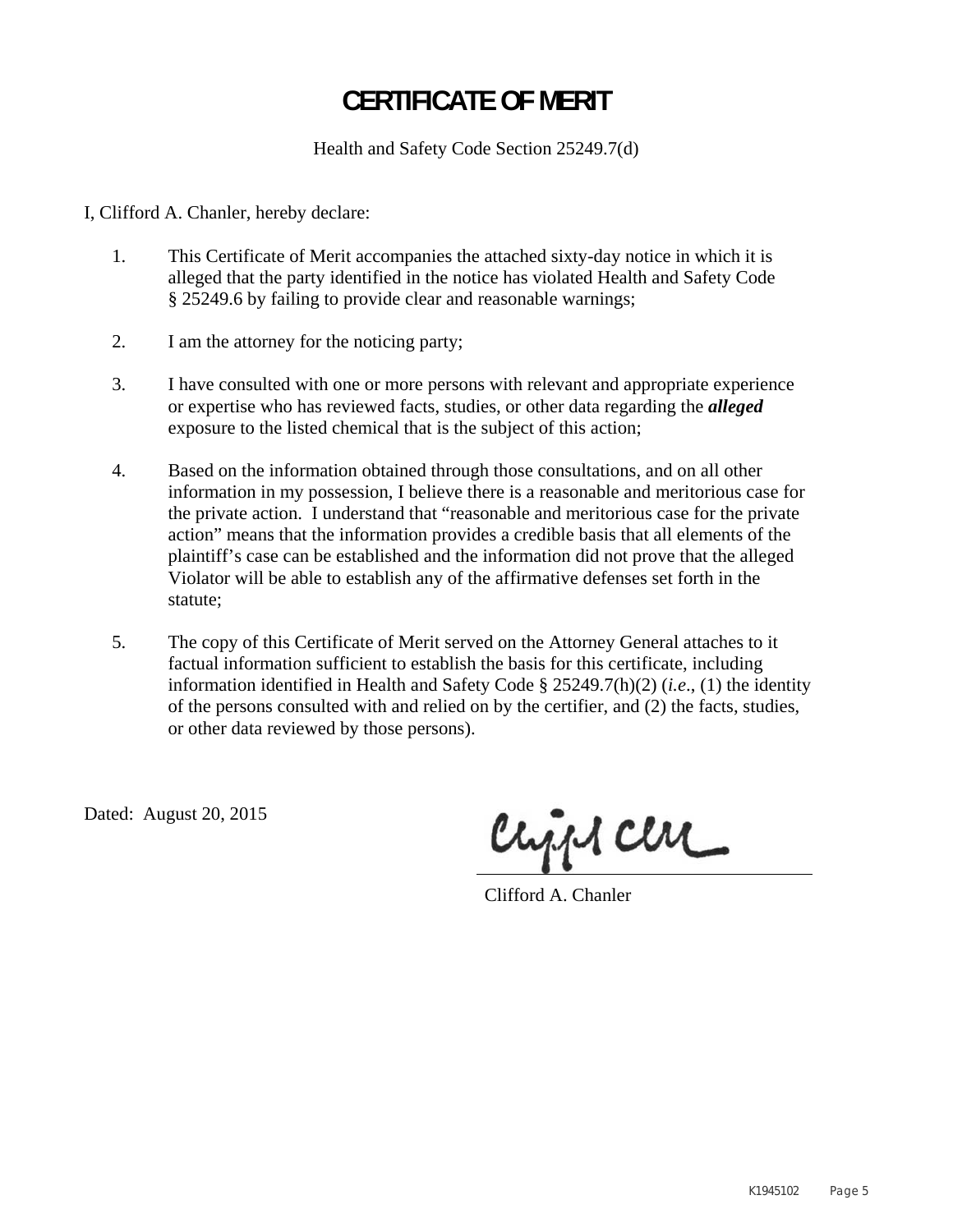# CERTIFICATE OF MERIT

Health and Safety Code Section 25249.7(d)

I, Clifford A. Chanler, hereby declare:

1. This Certificate of Merit accompanies the attached sixty-day notice in which it is alleged that the party identified in the notice has violated Health and Safety Code § 25249.6 by failing to provide clear and reasonable warnings;

2. I am the attorney for the noticing party;

3. I have consulted with one or more persons with relevant and appropriate experience or expertise who has reviewed facts, studies, or other data regarding the ***alleged*** exposure to the listed chemical that is the subject of this action;

4. Based on the information obtained through those consultations, and on all other information in my possession, I believe there is a reasonable and meritorious case for the private action. I understand that "reasonable and meritorious case for the private action" means that the information provides a credible basis that all elements of the plaintiff's case can be established and the information did not prove that the alleged Violator will be able to establish any of the affirmative defenses set forth in the statute;

5. The copy of this Certificate of Merit served on the Attorney General attaches to it factual information sufficient to establish the basis for this certificate, including information identified in Health and Safety Code § 25249.7(h)(2) (*i.e*., (1) the identity of the persons consulted with and relied on by the certifier, and (2) the facts, studies, or other data reviewed by those persons).

Dated: August 20, 2015

Clifford A. Chanler

K1945102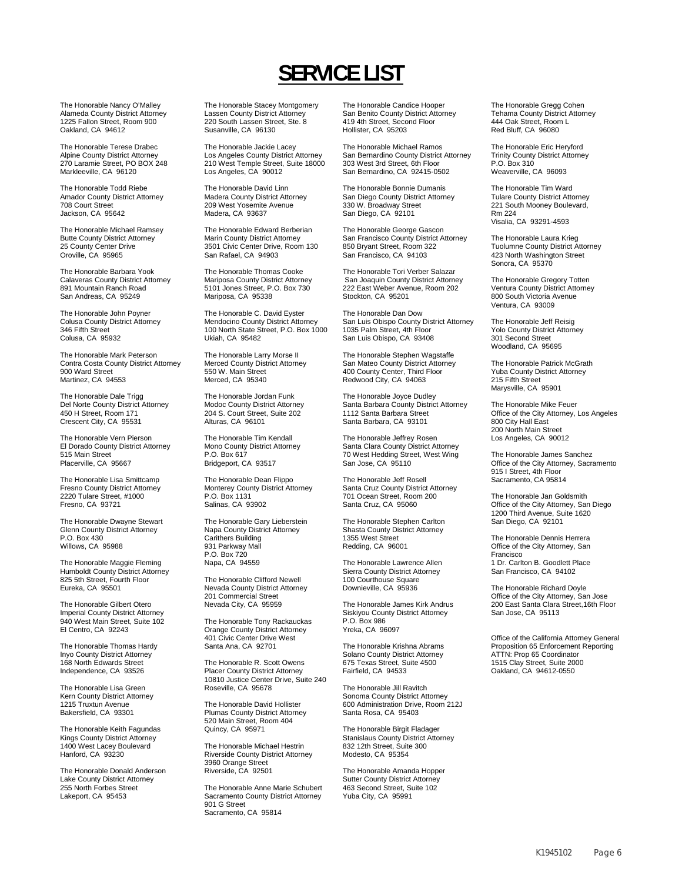# SERVICE LIST

The Honorable Nancy O'Malley
Alameda County District Attorney
1225 Fallon Street, Room 900
Oakland, CA 94612

The Honorable Terese Drabec
Alpine County District Attorney
270 Laramie Street, PO BOX 248
Markleeville, CA 96120

The Honorable Todd Riebe
Amador County District Attorney
708 Court Street
Jackson, CA 95642

The Honorable Michael Ramsey
Butte County District Attorney
25 County Center Drive
Oroville, CA 95965

The Honorable Barbara Yook
Calaveras County District Attorney
891 Mountain Ranch Road
San Andreas, CA 95249

The Honorable John Poyner
Colusa County District Attorney
346 Fifth Street
Colusa, CA 95932

The Honorable Mark Peterson
Contra Costa County District Attorney
900 Ward Street
Martinez, CA 94553

The Honorable Dale Trigg
Del Norte County District Attorney
450 H Street, Room 171
Crescent City, CA 95531

The Honorable Vern Pierson
El Dorado County District Attorney
515 Main Street
Placerville, CA 95667

The Honorable Lisa Smittcamp
Fresno County District Attorney
2220 Tulare Street, #1000
Fresno, CA 93721

The Honorable Dwayne Stewart
Glenn County District Attorney
P.O. Box 430
Willows, CA 95988

The Honorable Maggie Fleming
Humboldt County District Attorney
825 5th Street, Fourth Floor
Eureka, CA 95501

The Honorable Gilbert Otero
Imperial County District Attorney
940 West Main Street, Suite 102
El Centro, CA 92243

The Honorable Thomas Hardy
Inyo County District Attorney
168 North Edwards Street
Independence, CA 93526

The Honorable Lisa Green
Kern County District Attorney
1215 Truxtun Avenue
Bakersfield, CA 93301

The Honorable Keith Fagundas
Kings County District Attorney
1400 West Lacey Boulevard
Hanford, CA 93230

The Honorable Donald Anderson
Lake County District Attorney
255 North Forbes Street
Lakeport, CA 95453

The Honorable Stacey Montgomery
Lassen County District Attorney
220 South Lassen Street, Ste. 8
Susanville, CA 96130

The Honorable Jackie Lacey
Los Angeles County District Attorney
210 West Temple Street, Suite 18000
Los Angeles, CA 90012

The Honorable David Linn
Madera County District Attorney
209 West Yosemite Avenue
Madera, CA 93637

The Honorable Edward Berberian
Marin County District Attorney
3501 Civic Center Drive, Room 130
San Rafael, CA 94903

The Honorable Thomas Cooke
Mariposa County District Attorney
5101 Jones Street, P.O. Box 730
Mariposa, CA 95338

The Honorable C. David Eyster
Mendocino County District Attorney
100 North State Street, P.O. Box 1000
Ukiah, CA 95482

The Honorable Larry Morse II
Merced County District Attorney
550 W. Main Street
Merced, CA 95340

The Honorable Jordan Funk
Modoc County District Attorney
204 S. Court Street, Suite 202
Alturas, CA 96101

The Honorable Tim Kendall
Mono County District Attorney
P.O. Box 617
Bridgeport, CA 93517

The Honorable Dean Flippo
Monterey County District Attorney
P.O. Box 1131
Salinas, CA 93902

The Honorable Gary Lieberstein
Napa County District Attorney
Carithers Building
931 Parkway Mall
P.O. Box 720
Napa, CA 94559

The Honorable Clifford Newell
Nevada County District Attorney
201 Commercial Street
Nevada City, CA 95959

The Honorable Tony Rackauckas
Orange County District Attorney
401 Civic Center Drive West
Santa Ana, CA 92701

The Honorable R. Scott Owens
Placer County District Attorney
10810 Justice Center Drive, Suite 240
Roseville, CA 95678

The Honorable David Hollister
Plumas County District Attorney
520 Main Street, Room 404
Quincy, CA 95971

The Honorable Michael Hestrin
Riverside County District Attorney
3960 Orange Street
Riverside, CA 92501

The Honorable Anne Marie Schubert
Sacramento County District Attorney
901 G Street
Sacramento, CA 95814

The Honorable Candice Hooper
San Benito County District Attorney
419 4th Street, Second Floor
Hollister, CA 95203

The Honorable Michael Ramos
San Bernardino County District Attorney
303 West 3rd Street, 6th Floor
San Bernardino, CA 92415-0502

The Honorable Bonnie Dumanis
San Diego County District Attorney
330 W. Broadway Street
San Diego, CA 92101

The Honorable George Gascon
San Francisco County District Attorney
850 Bryant Street, Room 322
San Francisco, CA 94103

The Honorable Tori Verber Salazar
San Joaquin County District Attorney
222 East Weber Avenue, Room 202
Stockton, CA 95201

The Honorable Dan Dow
San Luis Obispo County District Attorney
1035 Palm Street, 4th Floor
San Luis Obispo, CA 93408

The Honorable Stephen Wagstaffe
San Mateo County District Attorney
400 County Center, Third Floor
Redwood City, CA 94063

The Honorable Joyce Dudley
Santa Barbara County District Attorney
1112 Santa Barbara Street
Santa Barbara, CA 93101

The Honorable Jeffrey Rosen
Santa Clara County District Attorney
70 West Hedding Street, West Wing
San Jose, CA 95110

The Honorable Jeff Rosell
Santa Cruz County District Attorney
701 Ocean Street, Room 200
Santa Cruz, CA 95060

The Honorable Stephen Carlton
Shasta County District Attorney
1355 West Street
Redding, CA 96001

The Honorable Lawrence Allen
Sierra County District Attorney
100 Courthouse Square
Downieville, CA 95936

The Honorable James Kirk Andrus
Siskiyou County District Attorney
P.O. Box 986
Yreka, CA 96097

The Honorable Krishna Abrams
Solano County District Attorney
675 Texas Street, Suite 4500
Fairfield, CA 94533

The Honorable Jill Ravitch
Sonoma County District Attorney
600 Administration Drive, Room 212J
Santa Rosa, CA 95403

The Honorable Birgit Fladager
Stanislaus County District Attorney
832 12th Street, Suite 300
Modesto, CA 95354

The Honorable Amanda Hopper
Sutter County District Attorney
463 Second Street, Suite 102
Yuba City, CA 95991

The Honorable Gregg Cohen
Tehama County District Attorney
444 Oak Street, Room L
Red Bluff, CA 96080

The Honorable Eric Heryford
Trinity County District Attorney
P.O. Box 310
Weaverville, CA 96093

The Honorable Tim Ward
Tulare County District Attorney
221 South Mooney Boulevard,
Rm 224
Visalia, CA 93291-4593

The Honorable Laura Krieg
Tuolumne County District Attorney
423 North Washington Street
Sonora, CA 95370

The Honorable Gregory Totten
Ventura County District Attorney
800 South Victoria Avenue
Ventura, CA 93009

The Honorable Jeff Reisig
Yolo County District Attorney
301 Second Street
Woodland, CA 95695

The Honorable Patrick McGrath
Yuba County District Attorney
215 Fifth Street
Marysville, CA 95901

The Honorable Mike Feuer
Office of the City Attorney, Los Angeles
800 City Hall East
200 North Main Street
Los Angeles, CA 90012

The Honorable James Sanchez
Office of the City Attorney, Sacramento
915 I Street, 4th Floor
Sacramento, CA 95814

The Honorable Jan Goldsmith
Office of the City Attorney, San Diego
1200 Third Avenue, Suite 1620
San Diego, CA 92101

The Honorable Dennis Herrera
Office of the City Attorney, San Francisco
1 Dr. Carlton B. Goodlett Place
San Francisco, CA 94102

The Honorable Richard Doyle
Office of the City Attorney, San Jose
200 East Santa Clara Street,16th Floor
San Jose, CA 95113

Office of the California Attorney General
Proposition 65 Enforcement Reporting
ATTN: Prop 65 Coordinator
1515 Clay Street, Suite 2000
Oakland, CA 94612-0550

K1945102